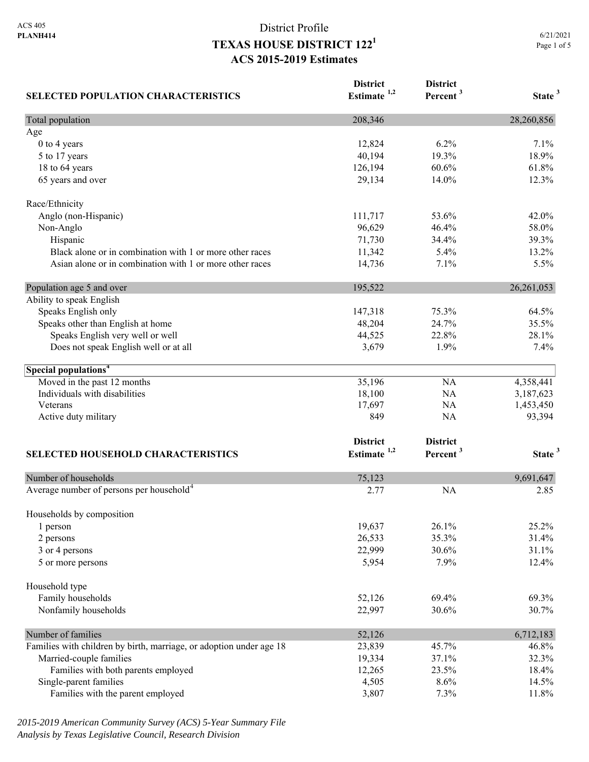ACS 405
**PLANH414**

# District Profile
# TEXAS HOUSE DISTRICT 122[1]
## ACS 2015-2019 Estimates

6/21/2021

| SELECTED POPULATION CHARACTERISTICS | District Estimate [1,2] | District Percent [3] | State [3] |
|---|---|---|---|
| Total population | 208,346 | | 28,260,856 |
| Age | | | |
| 0 to 4 years | 12,824 | 6.2% | 7.1% |
| 5 to 17 years | 40,194 | 19.3% | 18.9% |
| 18 to 64 years | 126,194 | 60.6% | 61.8% |
| 65 years and over | 29,134 | 14.0% | 12.3% |
| Race/Ethnicity | | | |
| Anglo (non-Hispanic) | 111,717 | 53.6% | 42.0% |
| Non-Anglo | 96,629 | 46.4% | 58.0% |
| Hispanic | 71,730 | 34.4% | 39.3% |
| Black alone or in combination with 1 or more other races | 11,342 | 5.4% | 13.2% |
| Asian alone or in combination with 1 or more other races | 14,736 | 7.1% | 5.5% |
| Population age 5 and over | 195,522 | | 26,261,053 |
| Ability to speak English | | | |
| Speaks English only | 147,318 | 75.3% | 64.5% |
| Speaks other than English at home | 48,204 | 24.7% | 35.5% |
| Speaks English very well or well | 44,525 | 22.8% | 28.1% |
| Does not speak English well or at all | 3,679 | 1.9% | 7.4% |
| **Special populations[4]** | | | |
| Moved in the past 12 months | 35,196 | NA | 4,358,441 |
| Individuals with disabilities | 18,100 | NA | 3,187,623 |
| Veterans | 17,697 | NA | 1,453,450 |
| Active duty military | 849 | NA | 93,394 |

| SELECTED HOUSEHOLD CHARACTERISTICS | District Estimate [1,2] | District Percent [3] | State [3] |
|---|---|---|---|
| Number of households | 75,123 | | 9,691,647 |
| Average number of persons per household[4] | 2.77 | NA | 2.85 |
| Households by composition | | | |
| 1 person | 19,637 | 26.1% | 25.2% |
| 2 persons | 26,533 | 35.3% | 31.4% |
| 3 or 4 persons | 22,999 | 30.6% | 31.1% |
| 5 or more persons | 5,954 | 7.9% | 12.4% |
| Household type | | | |
| Family households | 52,126 | 69.4% | 69.3% |
| Nonfamily households | 22,997 | 30.6% | 30.7% |
| Number of families | 52,126 | | 6,712,183 |
| Families with children by birth, marriage, or adoption under age 18 | 23,839 | 45.7% | 46.8% |
| Married-couple families | 19,334 | 37.1% | 32.3% |
| Families with both parents employed | 12,265 | 23.5% | 18.4% |
| Single-parent families | 4,505 | 8.6% | 14.5% |
| Families with the parent employed | 3,807 | 7.3% | 11.8% |

*2015-2019 American Community Survey (ACS) 5-Year Summary File*
*Analysis by Texas Legislative Council, Research Division*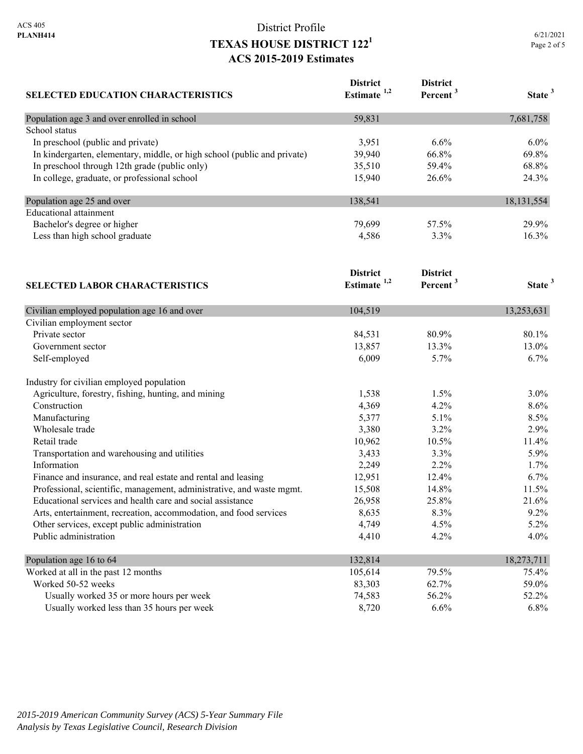ACS 405
**PLANH414**

# District Profile
## TEXAS HOUSE DISTRICT 122[1]
## ACS 2015-2019 Estimates

6/21/2021

| SELECTED EDUCATION CHARACTERISTICS | District Estimate [1,2] | District Percent [3] | State [3] |
|---|---|---|---|
| Population age 3 and over enrolled in school | 59,831 | | 7,681,758 |
| School status | | | |
| In preschool (public and private) | 3,951 | 6.6% | 6.0% |
| In kindergarten, elementary, middle, or high school (public and private) | 39,940 | 66.8% | 69.8% |
| In preschool through 12th grade (public only) | 35,510 | 59.4% | 68.8% |
| In college, graduate, or professional school | 15,940 | 26.6% | 24.3% |
| | | | |
| Population age 25 and over | 138,541 | | 18,131,554 |
| Educational attainment | | | |
| Bachelor's degree or higher | 79,699 | 57.5% | 29.9% |
| Less than high school graduate | 4,586 | 3.3% | 16.3% |

| SELECTED LABOR CHARACTERISTICS | District Estimate [1,2] | District Percent [3] | State [3] |
|---|---|---|---|
| Civilian employed population age 16 and over | 104,519 | | 13,253,631 |
| Civilian employment sector | | | |
| Private sector | 84,531 | 80.9% | 80.1% |
| Government sector | 13,857 | 13.3% | 13.0% |
| Self-employed | 6,009 | 5.7% | 6.7% |
| | | | |
| Industry for civilian employed population | | | |
| Agriculture, forestry, fishing, hunting, and mining | 1,538 | 1.5% | 3.0% |
| Construction | 4,369 | 4.2% | 8.6% |
| Manufacturing | 5,377 | 5.1% | 8.5% |
| Wholesale trade | 3,380 | 3.2% | 2.9% |
| Retail trade | 10,962 | 10.5% | 11.4% |
| Transportation and warehousing and utilities | 3,433 | 3.3% | 5.9% |
| Information | 2,249 | 2.2% | 1.7% |
| Finance and insurance, and real estate and rental and leasing | 12,951 | 12.4% | 6.7% |
| Professional, scientific, management, administrative, and waste mgmt. | 15,508 | 14.8% | 11.5% |
| Educational services and health care and social assistance | 26,958 | 25.8% | 21.6% |
| Arts, entertainment, recreation, accommodation, and food services | 8,635 | 8.3% | 9.2% |
| Other services, except public administration | 4,749 | 4.5% | 5.2% |
| Public administration | 4,410 | 4.2% | 4.0% |
| | | | |
| Population age 16 to 64 | 132,814 | | 18,273,711 |
| Worked at all in the past 12 months | 105,614 | 79.5% | 75.4% |
| Worked 50-52 weeks | 83,303 | 62.7% | 59.0% |
| Usually worked 35 or more hours per week | 74,583 | 56.2% | 52.2% |
| Usually worked less than 35 hours per week | 8,720 | 6.6% | 6.8% |

*2015-2019 American Community Survey (ACS) 5-Year Summary File*
*Analysis by Texas Legislative Council, Research Division*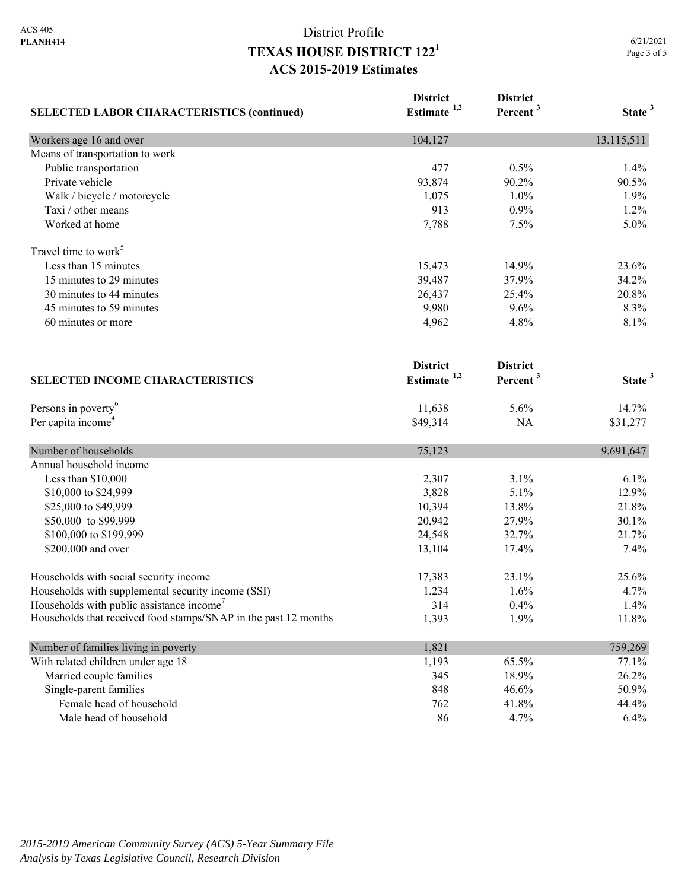# District Profile
## TEXAS HOUSE DISTRICT 122[1]
## ACS 2015-2019 Estimates

| SELECTED LABOR CHARACTERISTICS (continued) | District Estimate [1,2] | District Percent [3] | State [3] |
|---|---|---|---|
| Workers age 16 and over | 104,127 | | 13,115,511 |
| Means of transportation to work | | | |
| Public transportation | 477 | 0.5% | 1.4% |
| Private vehicle | 93,874 | 90.2% | 90.5% |
| Walk / bicycle / motorcycle | 1,075 | 1.0% | 1.9% |
| Taxi / other means | 913 | 0.9% | 1.2% |
| Worked at home | 7,788 | 7.5% | 5.0% |
| Travel time to work[5] | | | |
| Less than 15 minutes | 15,473 | 14.9% | 23.6% |
| 15 minutes to 29 minutes | 39,487 | 37.9% | 34.2% |
| 30 minutes to 44 minutes | 26,437 | 25.4% | 20.8% |
| 45 minutes to 59 minutes | 9,980 | 9.6% | 8.3% |
| 60 minutes or more | 4,962 | 4.8% | 8.1% |

| SELECTED INCOME CHARACTERISTICS | District Estimate [1,2] | District Percent [3] | State [3] |
|---|---|---|---|
| Persons in poverty[6] | 11,638 | 5.6% | 14.7% |
| Per capita income[4] | $49,314 | NA | $31,277 |
| Number of households | 75,123 | | 9,691,647 |
| Annual household income | | | |
| Less than $10,000 | 2,307 | 3.1% | 6.1% |
| $10,000 to $24,999 | 3,828 | 5.1% | 12.9% |
| $25,000 to $49,999 | 10,394 | 13.8% | 21.8% |
| $50,000 to $99,999 | 20,942 | 27.9% | 30.1% |
| $100,000 to $199,999 | 24,548 | 32.7% | 21.7% |
| $200,000 and over | 13,104 | 17.4% | 7.4% |
| Households with social security income | 17,383 | 23.1% | 25.6% |
| Households with supplemental security income (SSI) | 1,234 | 1.6% | 4.7% |
| Households with public assistance income[7] | 314 | 0.4% | 1.4% |
| Households that received food stamps/SNAP in the past 12 months | 1,393 | 1.9% | 11.8% |
| Number of families living in poverty | 1,821 | | 759,269 |
| With related children under age 18 | 1,193 | 65.5% | 77.1% |
| Married couple families | 345 | 18.9% | 26.2% |
| Single-parent families | 848 | 46.6% | 50.9% |
| Female head of household | 762 | 41.8% | 44.4% |
| Male head of household | 86 | 4.7% | 6.4% |

*2015-2019 American Community Survey (ACS) 5-Year Summary File*
*Analysis by Texas Legislative Council, Research Division*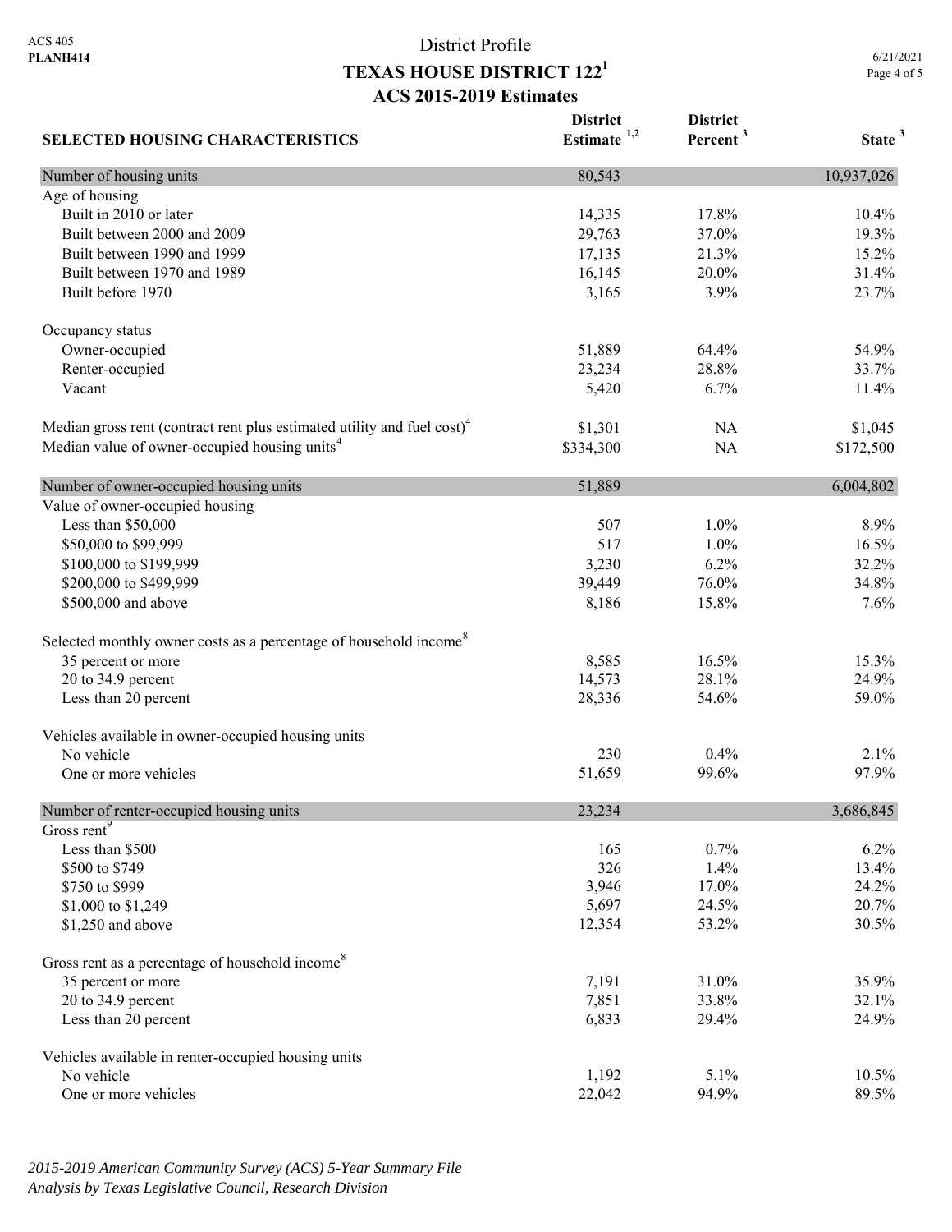District Profile

# TEXAS HOUSE DISTRICT 122[1]

## ACS 2015-2019 Estimates

| SELECTED HOUSING CHARACTERISTICS | District Estimate [1,2] | District Percent [3] | State [3] |
|---|---|---|---|
| Number of housing units | 80,543 | | 10,937,026 |
| Age of housing | | | |
| Built in 2010 or later | 14,335 | 17.8% | 10.4% |
| Built between 2000 and 2009 | 29,763 | 37.0% | 19.3% |
| Built between 1990 and 1999 | 17,135 | 21.3% | 15.2% |
| Built between 1970 and 1989 | 16,145 | 20.0% | 31.4% |
| Built before 1970 | 3,165 | 3.9% | 23.7% |
| Occupancy status | | | |
| Owner-occupied | 51,889 | 64.4% | 54.9% |
| Renter-occupied | 23,234 | 28.8% | 33.7% |
| Vacant | 5,420 | 6.7% | 11.4% |
| Median gross rent (contract rent plus estimated utility and fuel cost)[4] | $1,301 | NA | $1,045 |
| Median value of owner-occupied housing units[4] | $334,300 | NA | $172,500 |
| Number of owner-occupied housing units | 51,889 | | 6,004,802 |
| Value of owner-occupied housing | | | |
| Less than $50,000 | 507 | 1.0% | 8.9% |
| $50,000 to $99,999 | 517 | 1.0% | 16.5% |
| $100,000 to $199,999 | 3,230 | 6.2% | 32.2% |
| $200,000 to $499,999 | 39,449 | 76.0% | 34.8% |
| $500,000 and above | 8,186 | 15.8% | 7.6% |
| Selected monthly owner costs as a percentage of household income[8] | | | |
| 35 percent or more | 8,585 | 16.5% | 15.3% |
| 20 to 34.9 percent | 14,573 | 28.1% | 24.9% |
| Less than 20 percent | 28,336 | 54.6% | 59.0% |
| Vehicles available in owner-occupied housing units | | | |
| No vehicle | 230 | 0.4% | 2.1% |
| One or more vehicles | 51,659 | 99.6% | 97.9% |
| Number of renter-occupied housing units | 23,234 | | 3,686,845 |
| Gross rent[9] | | | |
| Less than $500 | 165 | 0.7% | 6.2% |
| $500 to $749 | 326 | 1.4% | 13.4% |
| $750 to $999 | 3,946 | 17.0% | 24.2% |
| $1,000 to $1,249 | 5,697 | 24.5% | 20.7% |
| $1,250 and above | 12,354 | 53.2% | 30.5% |
| Gross rent as a percentage of household income[8] | | | |
| 35 percent or more | 7,191 | 31.0% | 35.9% |
| 20 to 34.9 percent | 7,851 | 33.8% | 32.1% |
| Less than 20 percent | 6,833 | 29.4% | 24.9% |
| Vehicles available in renter-occupied housing units | | | |
| No vehicle | 1,192 | 5.1% | 10.5% |
| One or more vehicles | 22,042 | 94.9% | 89.5% |

*2015-2019 American Community Survey (ACS) 5-Year Summary File*
*Analysis by Texas Legislative Council, Research Division*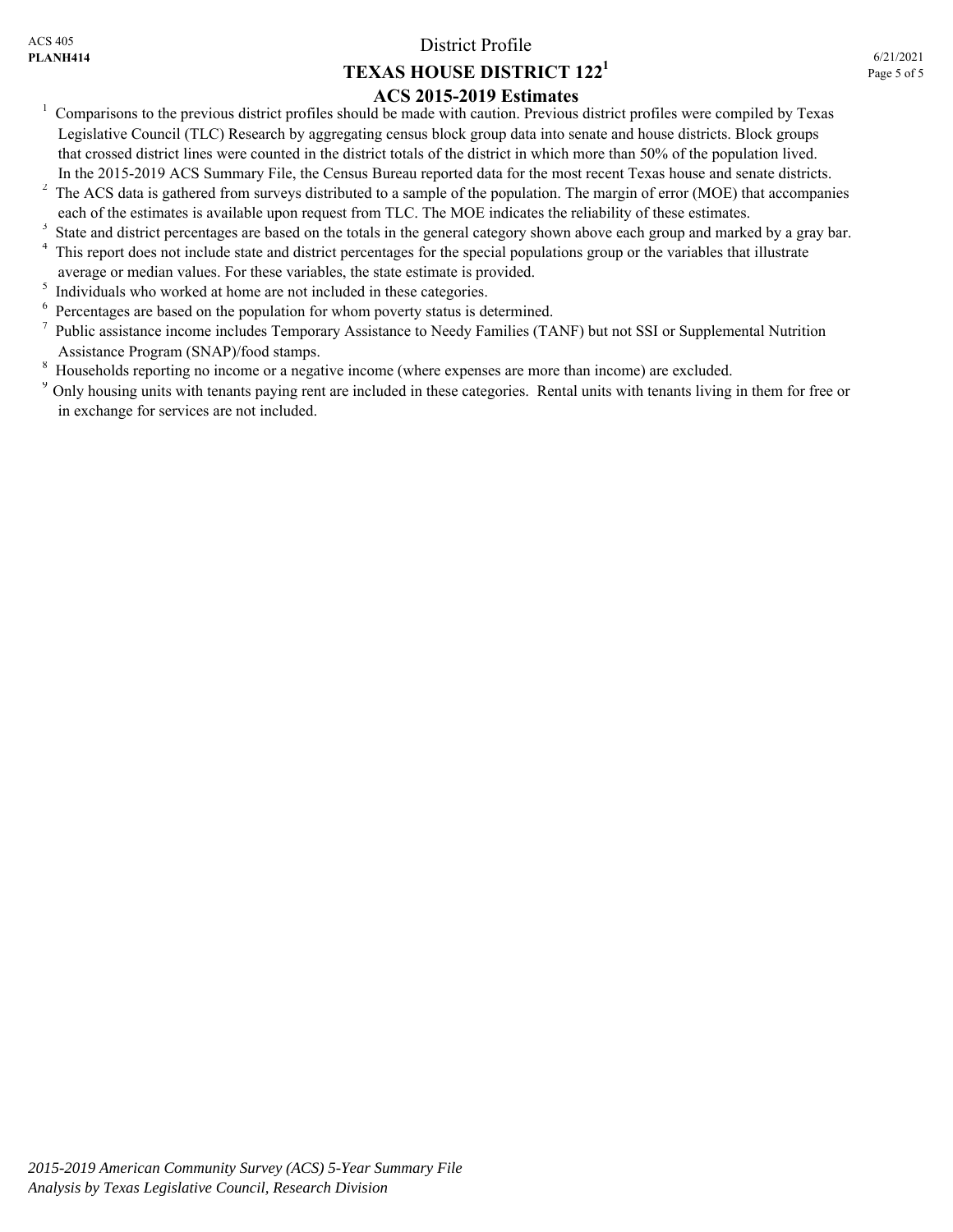# District Profile

## TEXAS HOUSE DISTRICT 122[1]

### ACS 2015-2019 Estimates

[1] Comparisons to the previous district profiles should be made with caution. Previous district profiles were compiled by Texas Legislative Council (TLC) Research by aggregating census block group data into senate and house districts. Block groups that crossed district lines were counted in the district totals of the district in which more than 50% of the population lived. In the 2015-2019 ACS Summary File, the Census Bureau reported data for the most recent Texas house and senate districts.

[2] The ACS data is gathered from surveys distributed to a sample of the population. The margin of error (MOE) that accompanies each of the estimates is available upon request from TLC. The MOE indicates the reliability of these estimates.

[3] State and district percentages are based on the totals in the general category shown above each group and marked by a gray bar.

[4] This report does not include state and district percentages for the special populations group or the variables that illustrate average or median values. For these variables, the state estimate is provided.

[5] Individuals who worked at home are not included in these categories.

[6] Percentages are based on the population for whom poverty status is determined.

[7] Public assistance income includes Temporary Assistance to Needy Families (TANF) but not SSI or Supplemental Nutrition Assistance Program (SNAP)/food stamps.

[8] Households reporting no income or a negative income (where expenses are more than income) are excluded.

[9] Only housing units with tenants paying rent are included in these categories. Rental units with tenants living in them for free or in exchange for services are not included.

*2015-2019 American Community Survey (ACS) 5-Year Summary File*
*Analysis by Texas Legislative Council, Research Division*